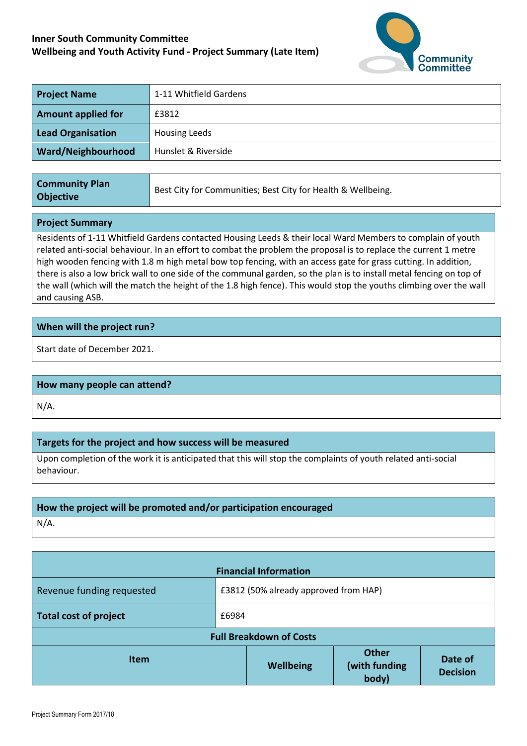**Inner South Community Committee**
**Wellbeing and Youth Activity Fund - Project Summary (Late Item)**

| | |
|---|---|
| **Project Name** | 1-11 Whitfield Gardens |
| **Amount applied for** | £3812 |
| **Lead Organisation** | Housing Leeds |
| **Ward/Neighbourhood** | Hunslet & Riverside |

| | |
|---|---|
| **Community Plan Objective** | Best City for Communities; Best City for Health & Wellbeing. |

**Project Summary**

Residents of 1-11 Whitfield Gardens contacted Housing Leeds & their local Ward Members to complain of youth related anti-social behaviour. In an effort to combat the problem the proposal is to replace the current 1 metre high wooden fencing with 1.8 m high metal bow top fencing, with an access gate for grass cutting. In addition, there is also a low brick wall to one side of the communal garden, so the plan is to install metal fencing on top of the wall (which will the match the height of the 1.8 high fence). This would stop the youths climbing over the wall and causing ASB.

**When will the project run?**

Start date of December 2021.

**How many people can attend?**

N/A.

**Targets for the project and how success will be measured**

Upon completion of the work it is anticipated that this will stop the complaints of youth related anti-social behaviour.

**How the project will be promoted and/or participation encouraged**

N/A.

| **Financial Information** | |
|---|---|
| Revenue funding requested | £3812 (50% already approved from HAP) |
| **Total cost of project** | £6984 |

**Full Breakdown of Costs**

| Item | Wellbeing | Other (with funding body) | Date of Decision |
|---|---|---|---|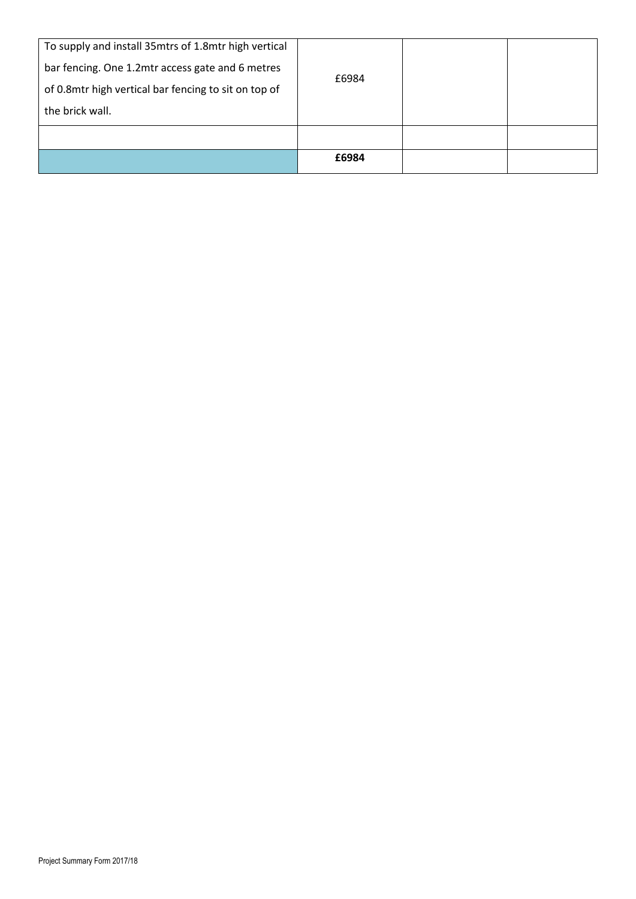| | | | |
|---|---|---|---|
| To supply and install 35mtrs of 1.8mtr high vertical bar fencing. One 1.2mtr access gate and 6 metres of 0.8mtr high vertical bar fencing to sit on top of the brick wall. | £6984 | | |
| | | | |
| | **£6984** | | |